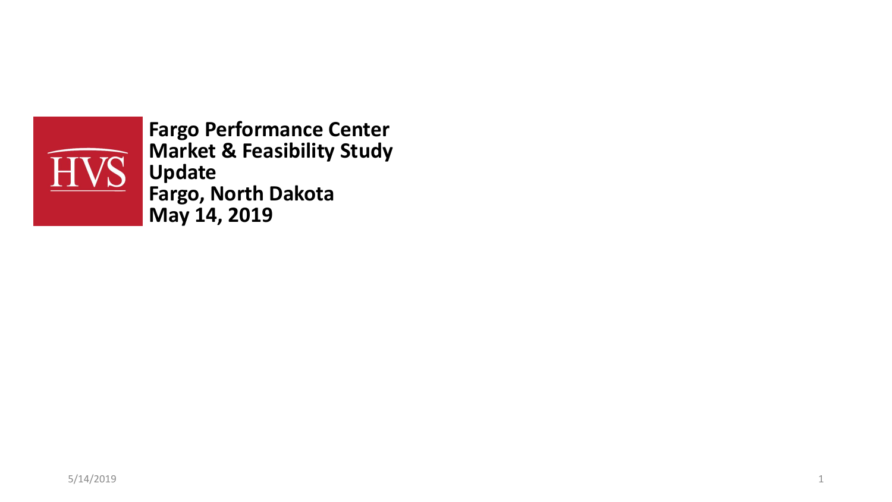HVS

# Fargo Performance Center Market & Feasibility Study Update

**Fargo, North Dakota**

**May 14, 2019**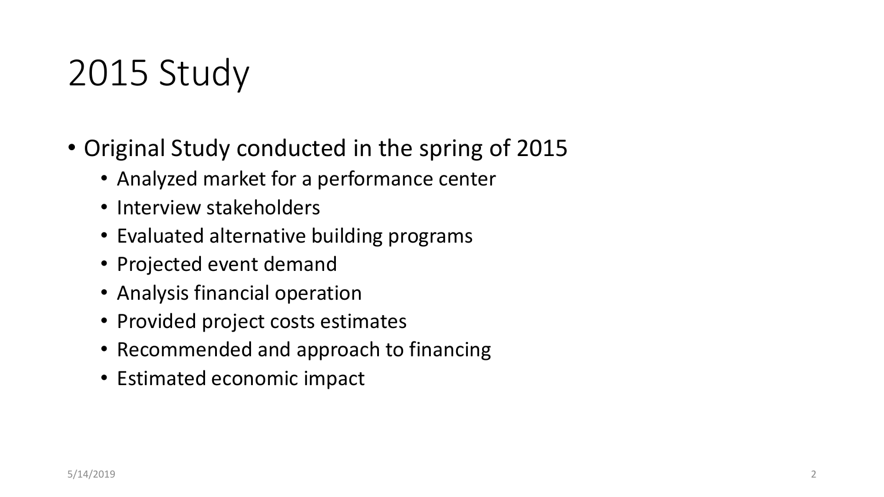# 2015 Study

- Original Study conducted in the spring of 2015
  - Analyzed market for a performance center
  - Interview stakeholders
  - Evaluated alternative building programs
  - Projected event demand
  - Analysis financial operation
  - Provided project costs estimates
  - Recommended and approach to financing
  - Estimated economic impact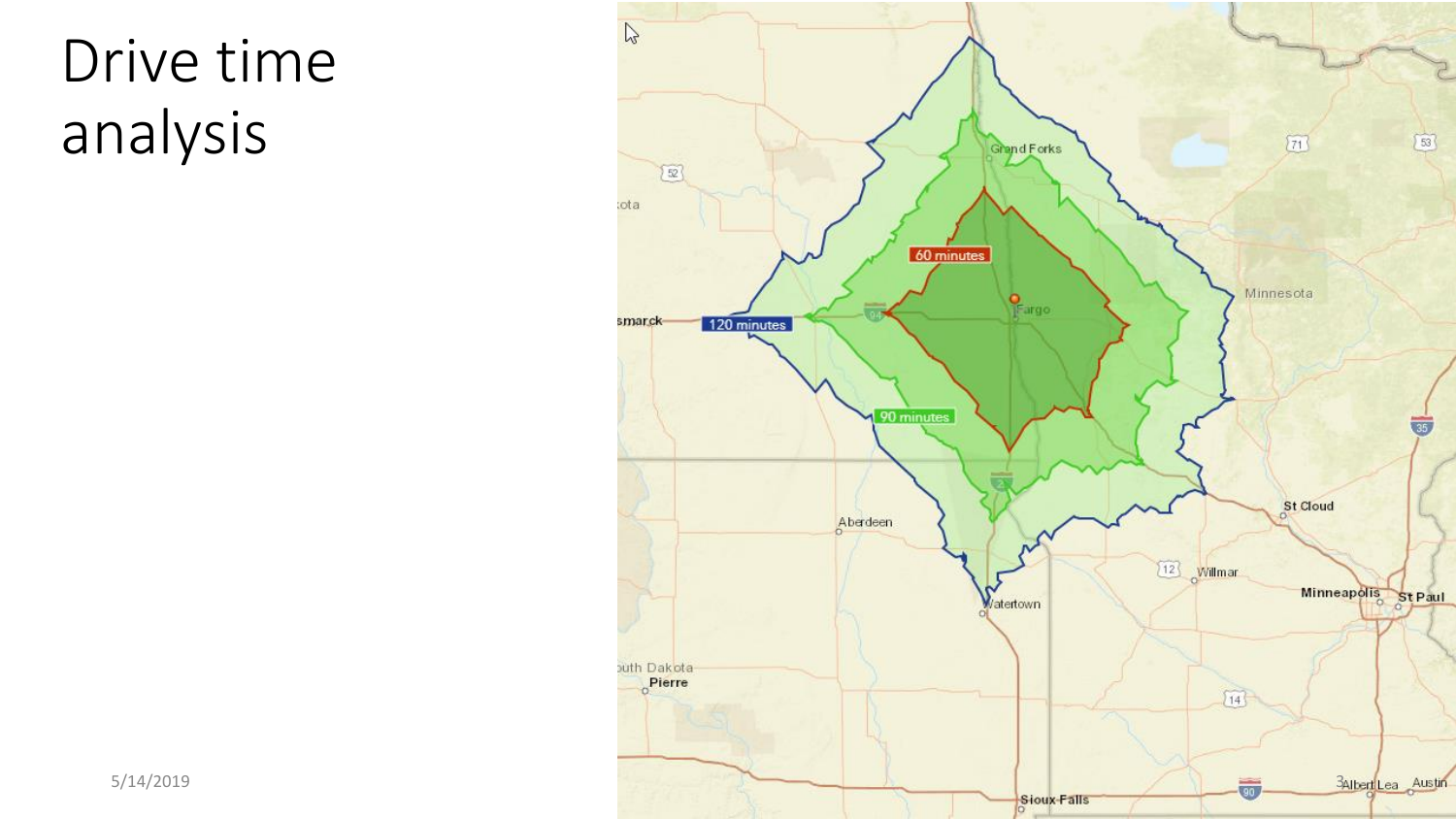# Drive time analysis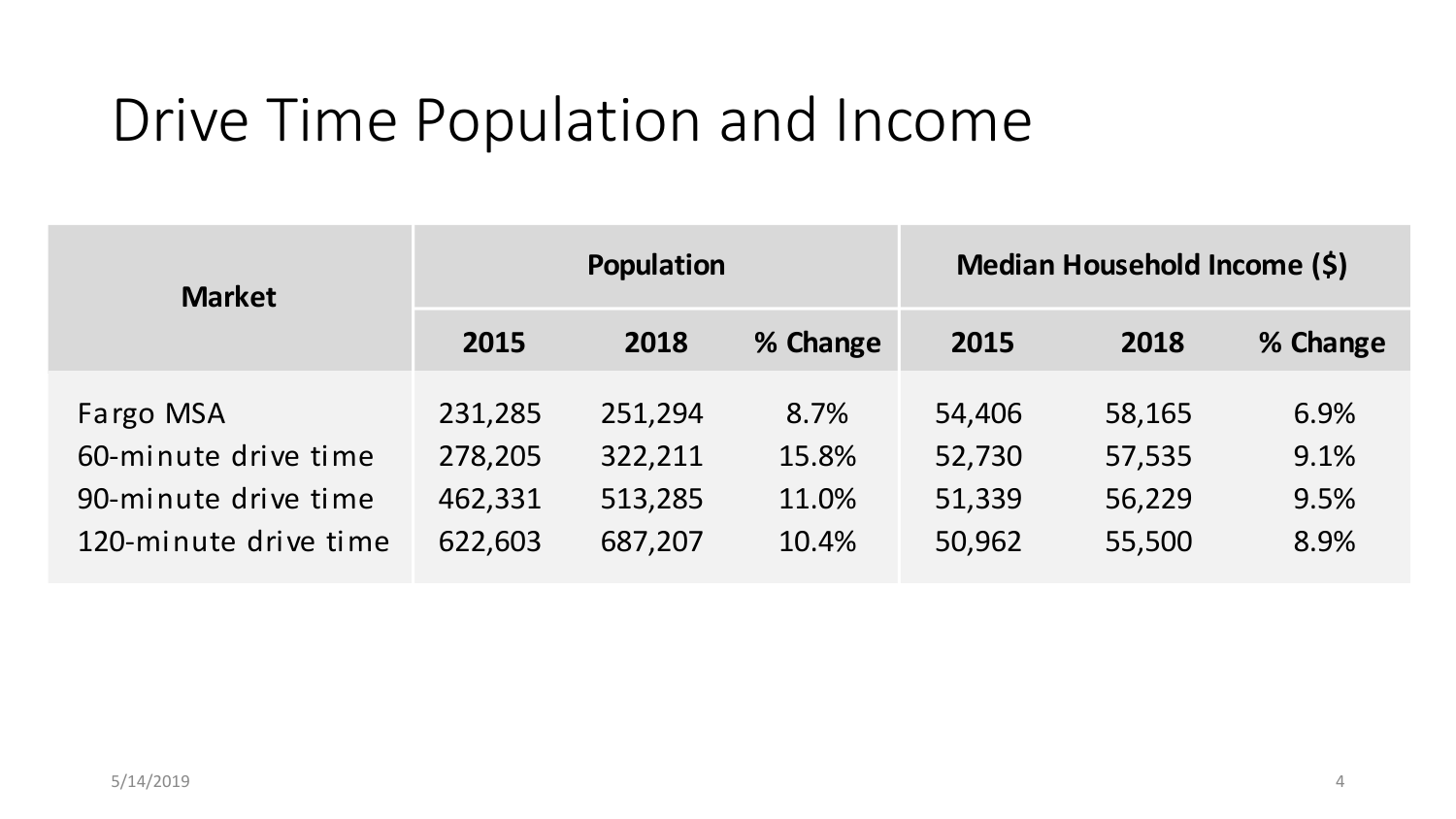# Drive Time Population and Income

| Market | Population | | | Median Household Income ($) | | |
|---|---|---|---|---|---|---|
| | 2015 | 2018 | % Change | 2015 | 2018 | % Change |
| Fargo MSA | 231,285 | 251,294 | 8.7% | 54,406 | 58,165 | 6.9% |
| 60-minute drive time | 278,205 | 322,211 | 15.8% | 52,730 | 57,535 | 9.1% |
| 90-minute drive time | 462,331 | 513,285 | 11.0% | 51,339 | 56,229 | 9.5% |
| 120-minute drive time | 622,603 | 687,207 | 10.4% | 50,962 | 55,500 | 8.9% |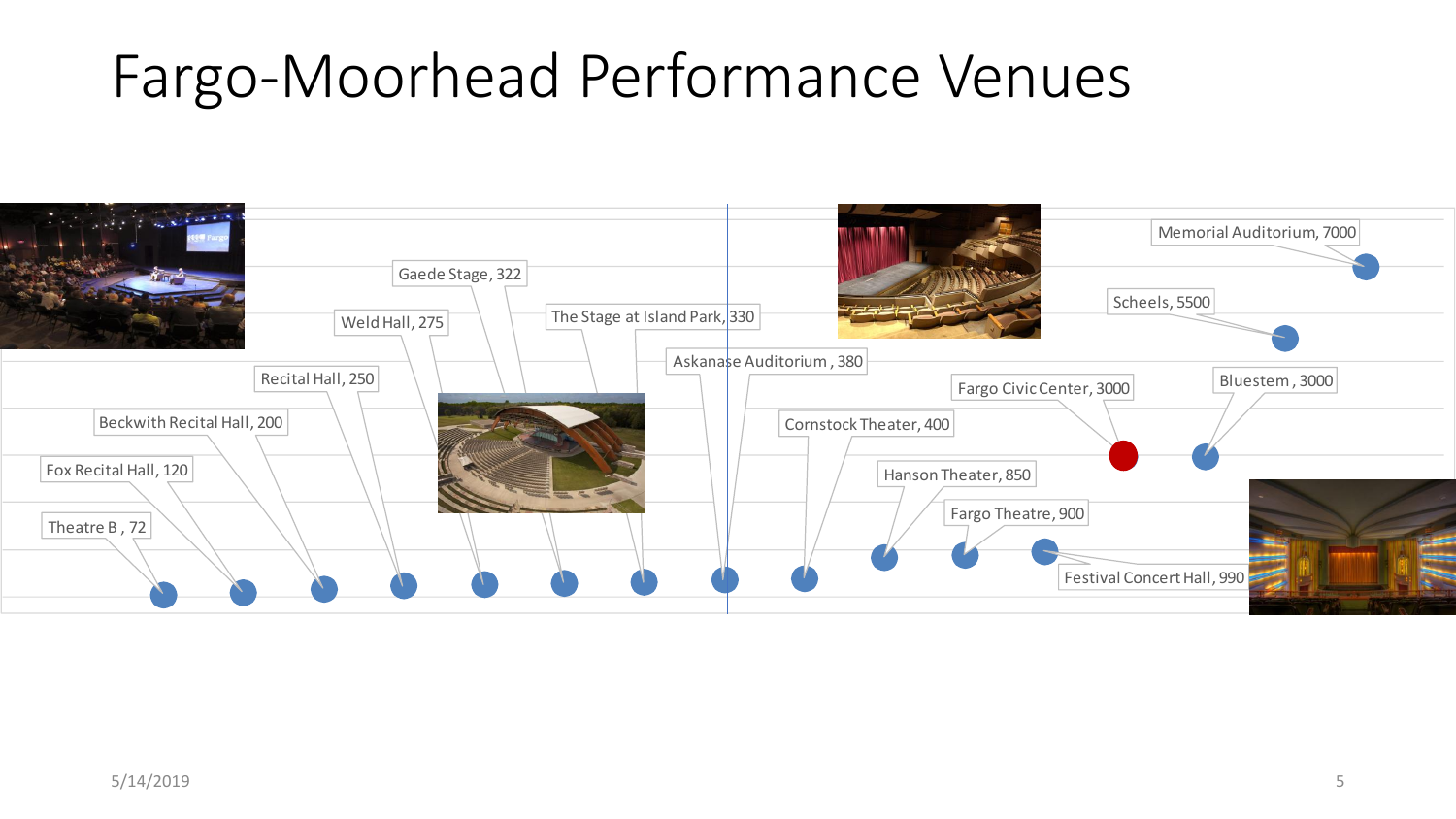# Fargo-Moorhead Performance Venues

Theatre B , 72

Fox Recital Hall, 120

Beckwith Recital Hall, 200

Recital Hall, 250

Weld Hall, 275

Gaede Stage, 322

The Stage at Island Park, 330

Askanase Auditorium , 380

Cornstock Theater, 400

Hanson Theater, 850

Fargo Theatre, 900

Festival Concert Hall, 990

Fargo Civic Center, 3000

Bluestem , 3000

Scheels, 5500

Memorial Auditorium, 7000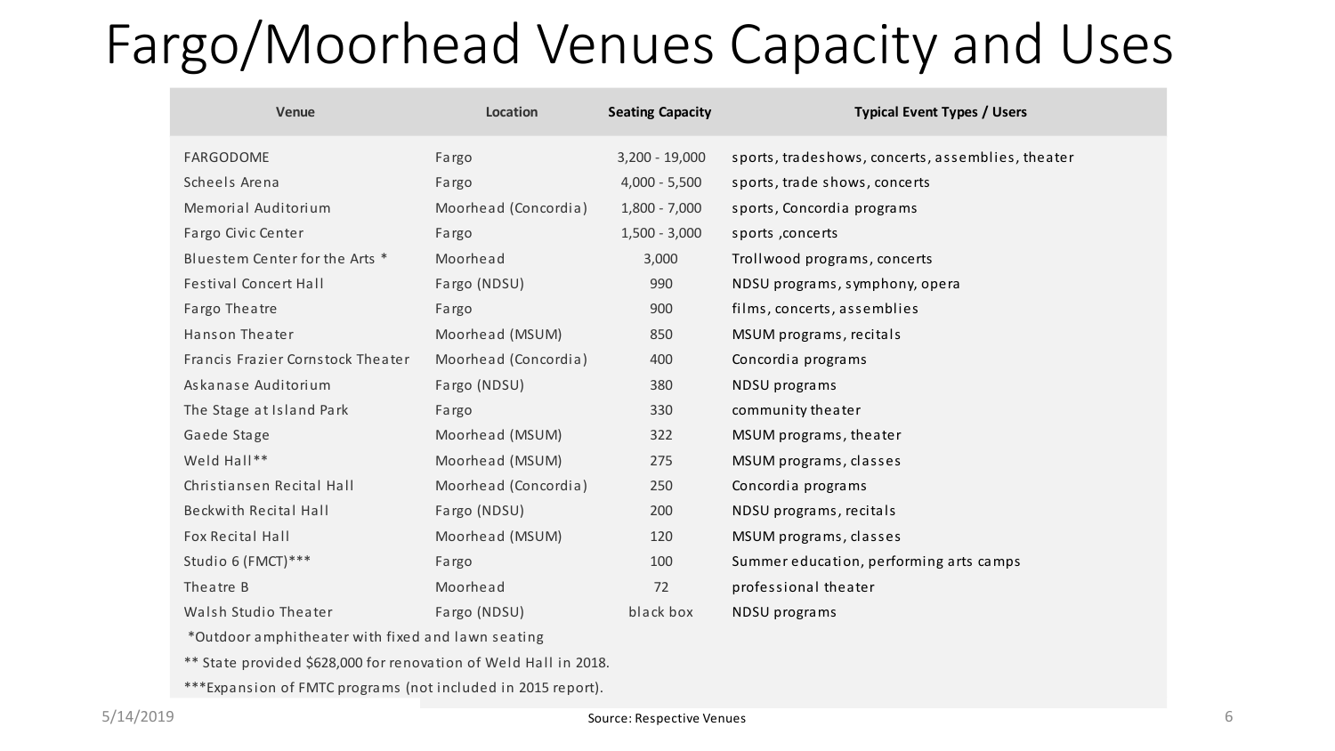# Fargo/Moorhead Venues Capacity and Uses

| Venue | Location | Seating Capacity | Typical Event Types / Users |
|---|---|---|---|
| FARGODOME | Fargo | 3,200 - 19,000 | sports, tradeshows, concerts, assemblies, theater |
| Scheels Arena | Fargo | 4,000 - 5,500 | sports, trade shows, concerts |
| Memorial Auditorium | Moorhead (Concordia) | 1,800 - 7,000 | sports, Concordia programs |
| Fargo Civic Center | Fargo | 1,500 - 3,000 | sports ,concerts |
| Bluestem Center for the Arts * | Moorhead | 3,000 | Trollwood programs, concerts |
| Festival Concert Hall | Fargo (NDSU) | 990 | NDSU programs, symphony, opera |
| Fargo Theatre | Fargo | 900 | films, concerts, assemblies |
| Hanson Theater | Moorhead (MSUM) | 850 | MSUM programs, recitals |
| Francis Frazier Cornstock Theater | Moorhead (Concordia) | 400 | Concordia programs |
| Askanase Auditorium | Fargo (NDSU) | 380 | NDSU programs |
| The Stage at Island Park | Fargo | 330 | community theater |
| Gaede Stage | Moorhead (MSUM) | 322 | MSUM programs, theater |
| Weld Hall** | Moorhead (MSUM) | 275 | MSUM programs, classes |
| Christiansen Recital Hall | Moorhead (Concordia) | 250 | Concordia programs |
| Beckwith Recital Hall | Fargo (NDSU) | 200 | NDSU programs, recitals |
| Fox Recital Hall | Moorhead (MSUM) | 120 | MSUM programs, classes |
| Studio 6 (FMCT)*** | Fargo | 100 | Summer education, performing arts camps |
| Theatre B | Moorhead | 72 | professional theater |
| Walsh Studio Theater | Fargo (NDSU) | black box | NDSU programs |

*Outdoor amphitheater with fixed and lawn seating

** State provided $628,000 for renovation of Weld Hall in 2018.

***Expansion of FMTC programs (not included in 2015 report).

Source: Respective Venues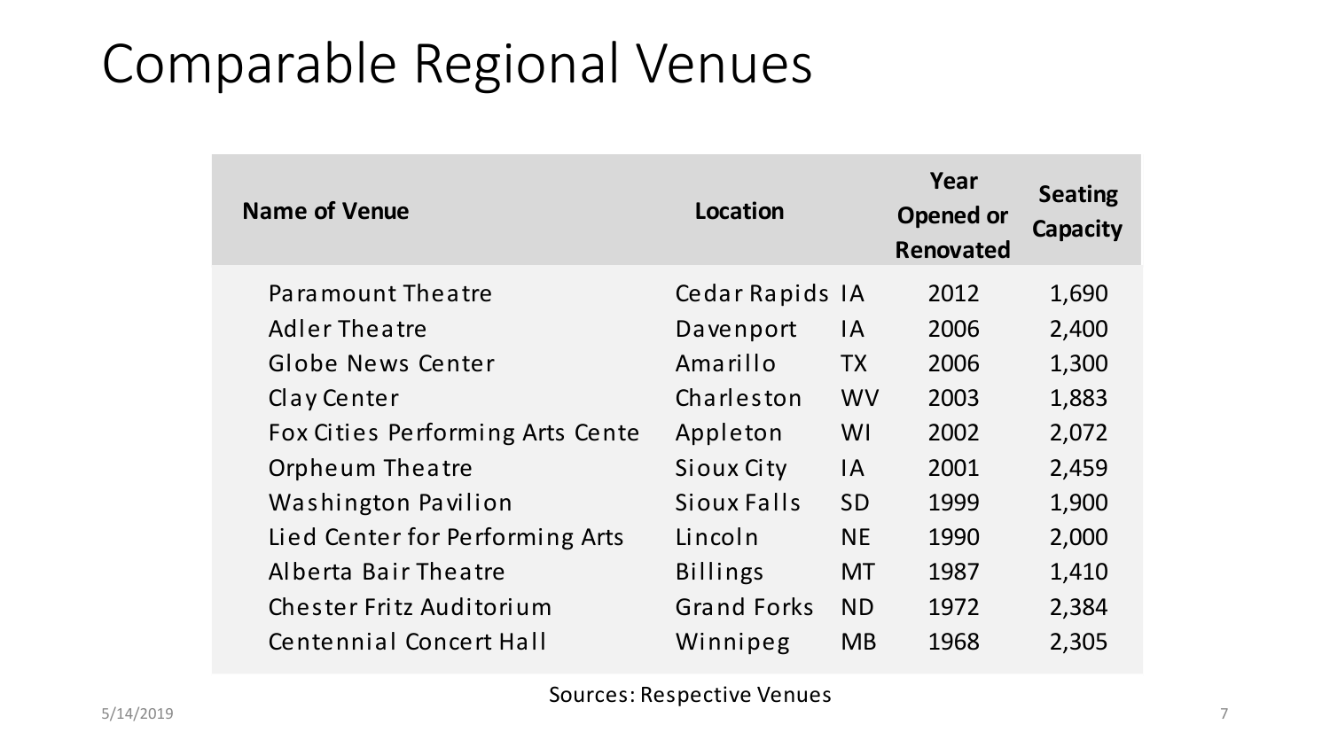# Comparable Regional Venues

| Name of Venue | Location | | Year Opened or Renovated | Seating Capacity |
|---|---|---|---|---|
| Paramount Theatre | Cedar Rapids | IA | 2012 | 1,690 |
| Adler Theatre | Davenport | IA | 2006 | 2,400 |
| Globe News Center | Amarillo | TX | 2006 | 1,300 |
| Clay Center | Charleston | WV | 2003 | 1,883 |
| Fox Cities Performing Arts Cente | Appleton | WI | 2002 | 2,072 |
| Orpheum Theatre | Sioux City | IA | 2001 | 2,459 |
| Washington Pavilion | Sioux Falls | SD | 1999 | 1,900 |
| Lied Center for Performing Arts | Lincoln | NE | 1990 | 2,000 |
| Alberta Bair Theatre | Billings | MT | 1987 | 1,410 |
| Chester Fritz Auditorium | Grand Forks | ND | 1972 | 2,384 |
| Centennial Concert Hall | Winnipeg | MB | 1968 | 2,305 |

Sources: Respective Venues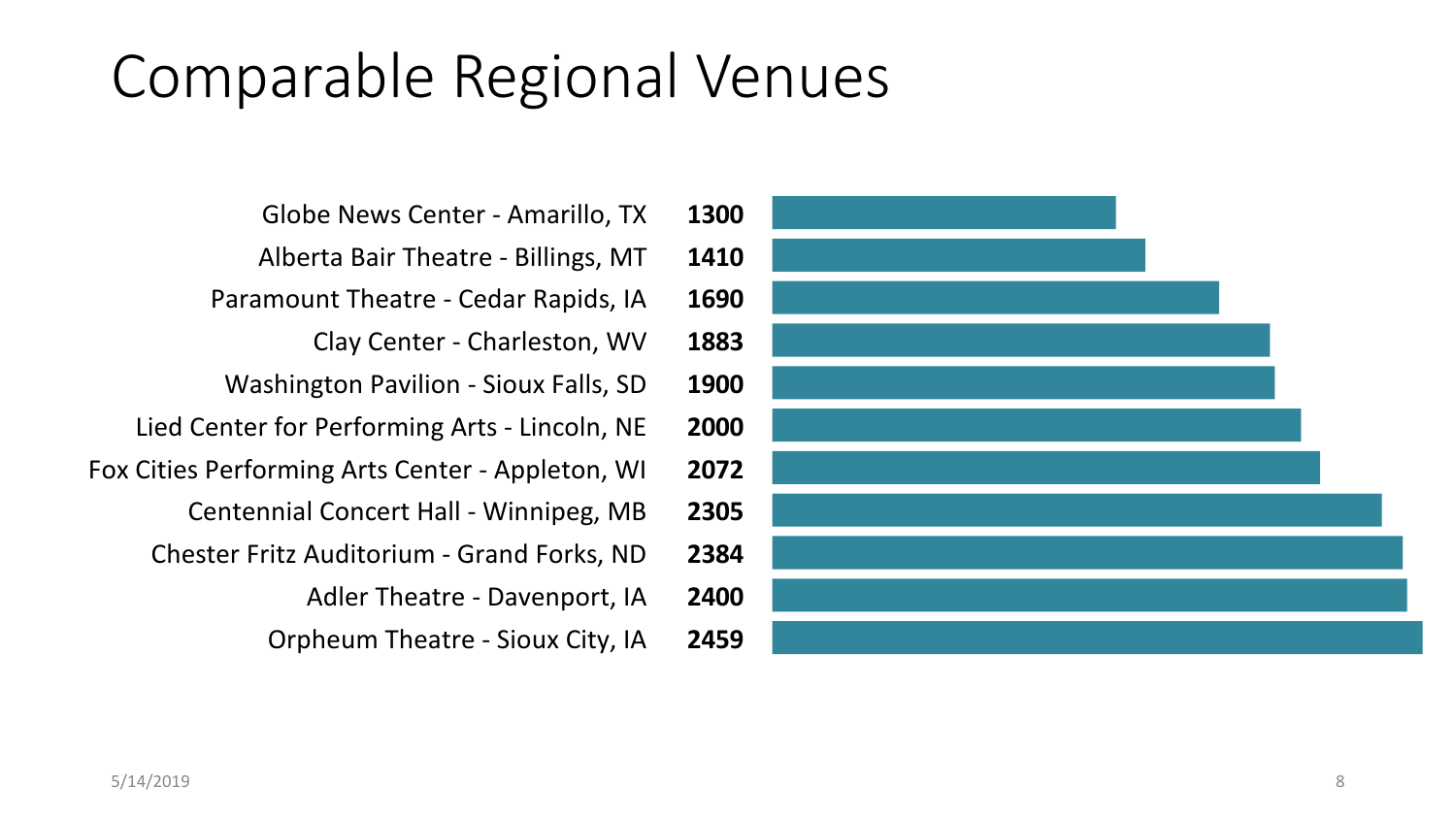# Comparable Regional Venues

| Venue | Capacity |
| --- | --- |
| Globe News Center - Amarillo, TX | **1300** |
| Alberta Bair Theatre - Billings, MT | **1410** |
| Paramount Theatre - Cedar Rapids, IA | **1690** |
| Clay Center - Charleston, WV | **1883** |
| Washington Pavilion - Sioux Falls, SD | **1900** |
| Lied Center for Performing Arts - Lincoln, NE | **2000** |
| Fox Cities Performing Arts Center - Appleton, WI | **2072** |
| Centennial Concert Hall - Winnipeg, MB | **2305** |
| Chester Fritz Auditorium - Grand Forks, ND | **2384** |
| Adler Theatre - Davenport, IA | **2400** |
| Orpheum Theatre - Sioux City, IA | **2459** |

5/14/2019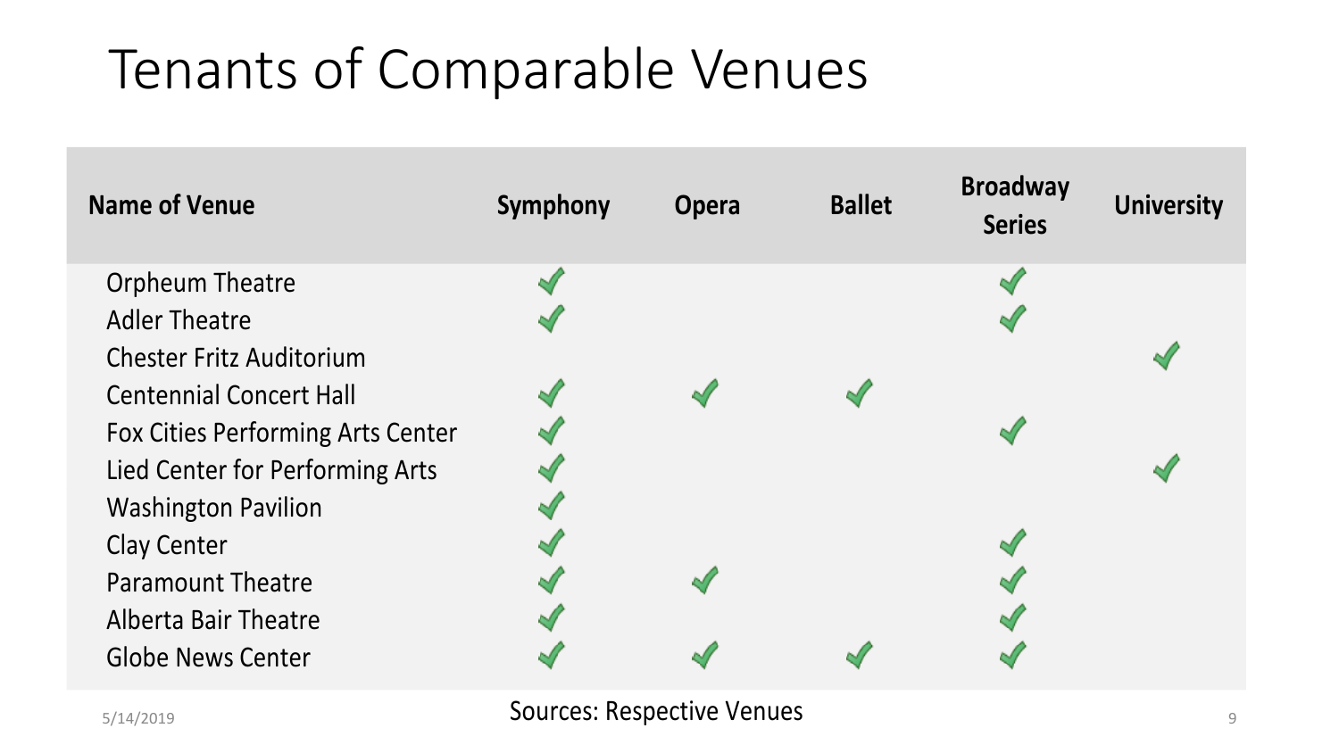# Tenants of Comparable Venues

| Name of Venue | Symphony | Opera | Ballet | Broadway Series | University |
|---|---|---|---|---|---|
| Orpheum Theatre | ✓ | | | ✓ | |
| Adler Theatre | ✓ | | | ✓ | |
| Chester Fritz Auditorium | | | | | ✓ |
| Centennial Concert Hall | ✓ | ✓ | ✓ | | |
| Fox Cities Performing Arts Center | ✓ | | | ✓ | |
| Lied Center for Performing Arts | ✓ | | | | ✓ |
| Washington Pavilion | ✓ | | | | |
| Clay Center | ✓ | | | ✓ | |
| Paramount Theatre | ✓ | ✓ | | ✓ | |
| Alberta Bair Theatre | ✓ | | | ✓ | |
| Globe News Center | ✓ | ✓ | ✓ | ✓ | |

Sources: Respective Venues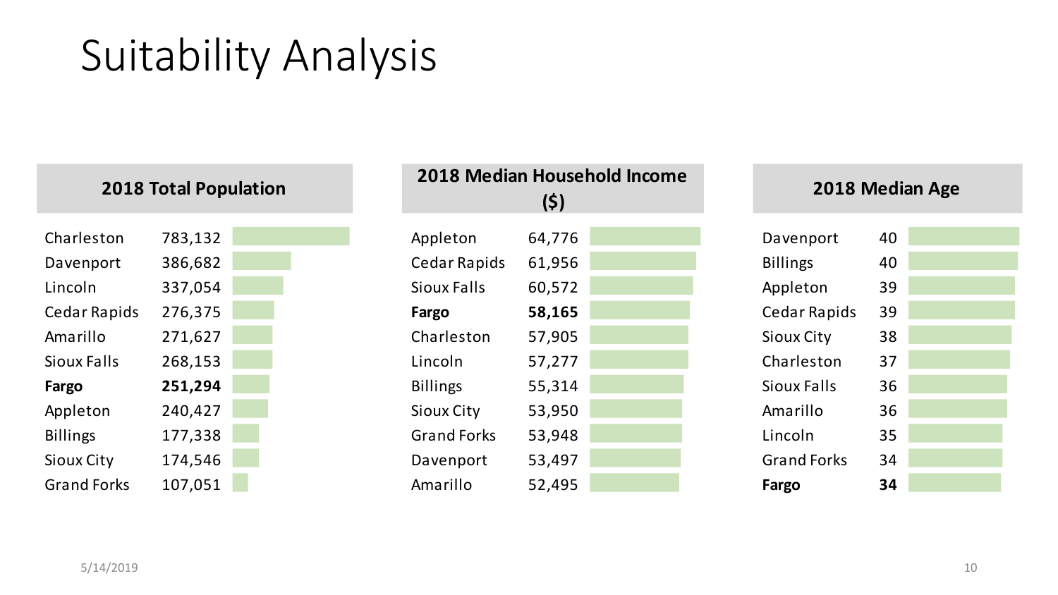# Suitability Analysis

**2018 Total Population**

| City | Population |
|---|---|
| Charleston | 783,132 |
| Davenport | 386,682 |
| Lincoln | 337,054 |
| Cedar Rapids | 276,375 |
| Amarillo | 271,627 |
| Sioux Falls | 268,153 |
| **Fargo** | **251,294** |
| Appleton | 240,427 |
| Billings | 177,338 |
| Sioux City | 174,546 |
| Grand Forks | 107,051 |

**2018 Median Household Income ($)**

| City | Income |
|---|---|
| Appleton | 64,776 |
| Cedar Rapids | 61,956 |
| Sioux Falls | 60,572 |
| **Fargo** | **58,165** |
| Charleston | 57,905 |
| Lincoln | 57,277 |
| Billings | 55,314 |
| Sioux City | 53,950 |
| Grand Forks | 53,948 |
| Davenport | 53,497 |
| Amarillo | 52,495 |

**2018 Median Age**

| City | Age |
|---|---|
| Davenport | 40 |
| Billings | 40 |
| Appleton | 39 |
| Cedar Rapids | 39 |
| Sioux City | 38 |
| Charleston | 37 |
| Sioux Falls | 36 |
| Amarillo | 36 |
| Lincoln | 35 |
| Grand Forks | 34 |
| **Fargo** | **34** |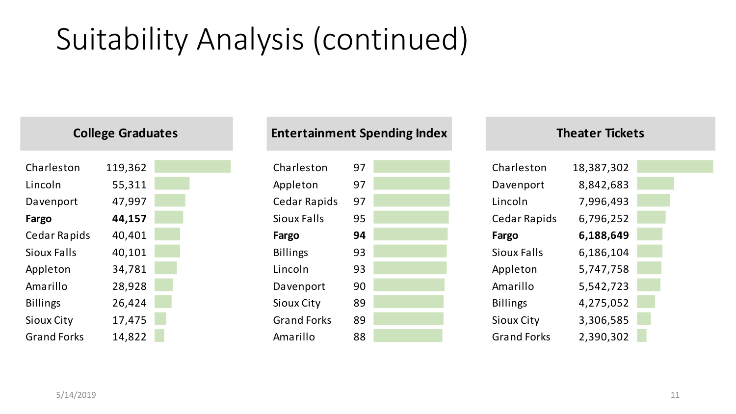# Suitability Analysis (continued)

### College Graduates

| City | College Graduates |
|---|---|
| Charleston | 119,362 |
| Lincoln | 55,311 |
| Davenport | 47,997 |
| **Fargo** | **44,157** |
| Cedar Rapids | 40,401 |
| Sioux Falls | 40,101 |
| Appleton | 34,781 |
| Amarillo | 28,928 |
| Billings | 26,424 |
| Sioux City | 17,475 |
| Grand Forks | 14,822 |

### Entertainment Spending Index

| City | Entertainment Spending Index |
|---|---|
| Charleston | 97 |
| Appleton | 97 |
| Cedar Rapids | 97 |
| Sioux Falls | 95 |
| **Fargo** | **94** |
| Billings | 93 |
| Lincoln | 93 |
| Davenport | 90 |
| Sioux City | 89 |
| Grand Forks | 89 |
| Amarillo | 88 |

### Theater Tickets

| City | Theater Tickets |
|---|---|
| Charleston | 18,387,302 |
| Davenport | 8,842,683 |
| Lincoln | 7,996,493 |
| Cedar Rapids | 6,796,252 |
| **Fargo** | **6,188,649** |
| Sioux Falls | 6,186,104 |
| Appleton | 5,747,758 |
| Amarillo | 5,542,723 |
| Billings | 4,275,052 |
| Sioux City | 3,306,585 |
| Grand Forks | 2,390,302 |

5/14/2019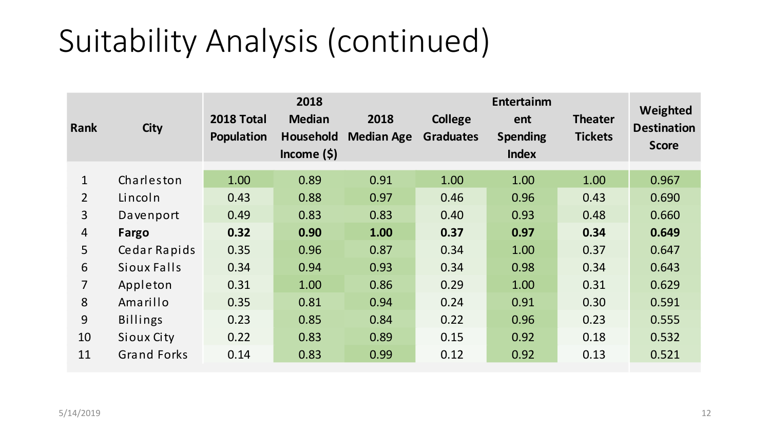# Suitability Analysis (continued)

| Rank | City | 2018 Total Population | 2018 Median Household Income ($) | 2018 Median Age | College Graduates | Entertainment Spending Index | Theater Tickets | Weighted Destination Score |
|---|---|---|---|---|---|---|---|---|
| 1 | Charleston | 1.00 | 0.89 | 0.91 | 1.00 | 1.00 | 1.00 | 0.967 |
| 2 | Lincoln | 0.43 | 0.88 | 0.97 | 0.46 | 0.96 | 0.43 | 0.690 |
| 3 | Davenport | 0.49 | 0.83 | 0.83 | 0.40 | 0.93 | 0.48 | 0.660 |
| 4 | **Fargo** | **0.32** | **0.90** | **1.00** | **0.37** | **0.97** | **0.34** | **0.649** |
| 5 | Cedar Rapids | 0.35 | 0.96 | 0.87 | 0.34 | 1.00 | 0.37 | 0.647 |
| 6 | Sioux Falls | 0.34 | 0.94 | 0.93 | 0.34 | 0.98 | 0.34 | 0.643 |
| 7 | Appleton | 0.31 | 1.00 | 0.86 | 0.29 | 1.00 | 0.31 | 0.629 |
| 8 | Amarillo | 0.35 | 0.81 | 0.94 | 0.24 | 0.91 | 0.30 | 0.591 |
| 9 | Billings | 0.23 | 0.85 | 0.84 | 0.22 | 0.96 | 0.23 | 0.555 |
| 10 | Sioux City | 0.22 | 0.83 | 0.89 | 0.15 | 0.92 | 0.18 | 0.532 |
| 11 | Grand Forks | 0.14 | 0.83 | 0.99 | 0.12 | 0.92 | 0.13 | 0.521 |

5/14/2019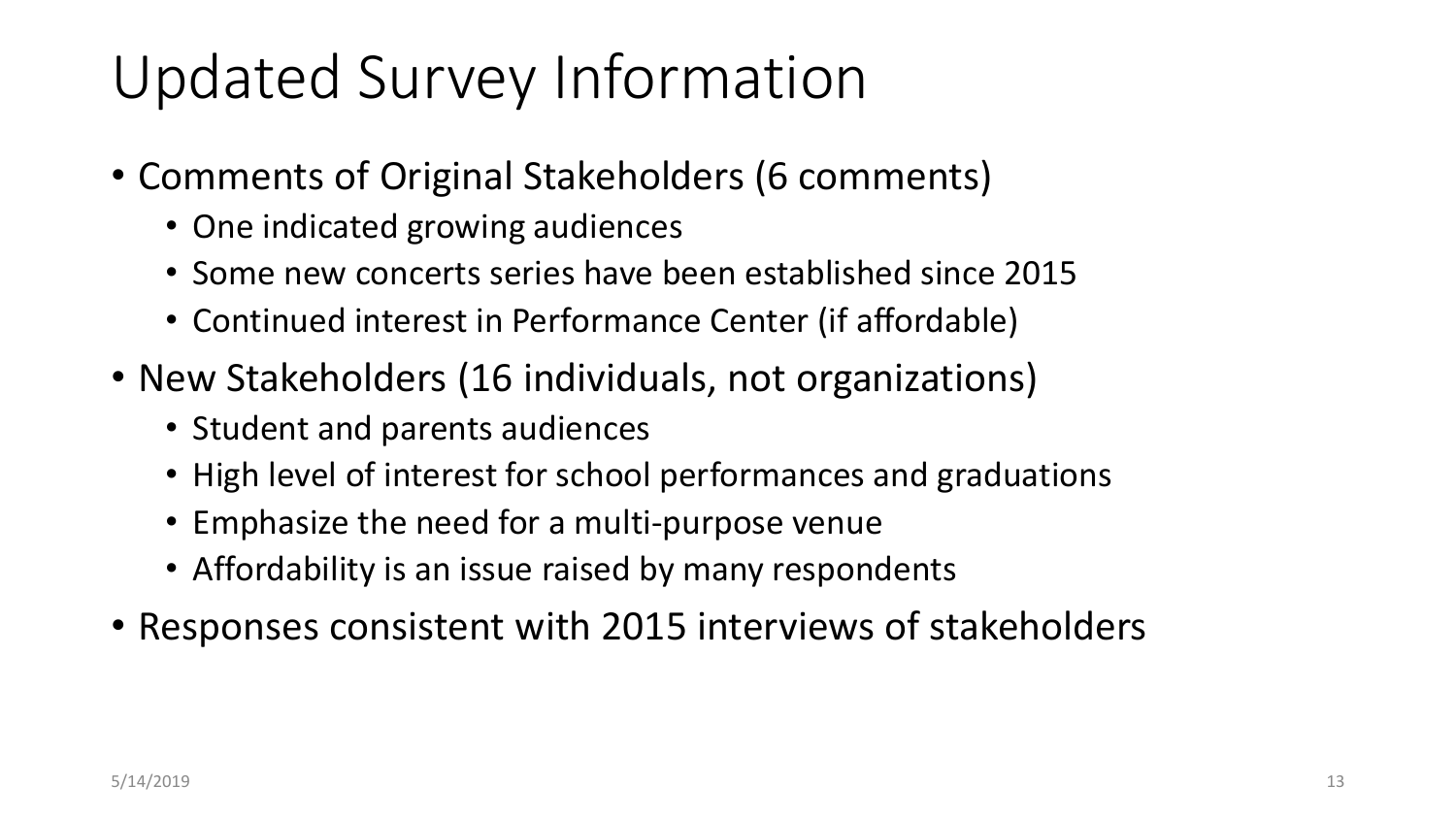# Updated Survey Information

- Comments of Original Stakeholders (6 comments)
  - One indicated growing audiences
  - Some new concerts series have been established since 2015
  - Continued interest in Performance Center (if affordable)
- New Stakeholders (16 individuals, not organizations)
  - Student and parents audiences
  - High level of interest for school performances and graduations
  - Emphasize the need for a multi-purpose venue
  - Affordability is an issue raised by many respondents
- Responses consistent with 2015 interviews of stakeholders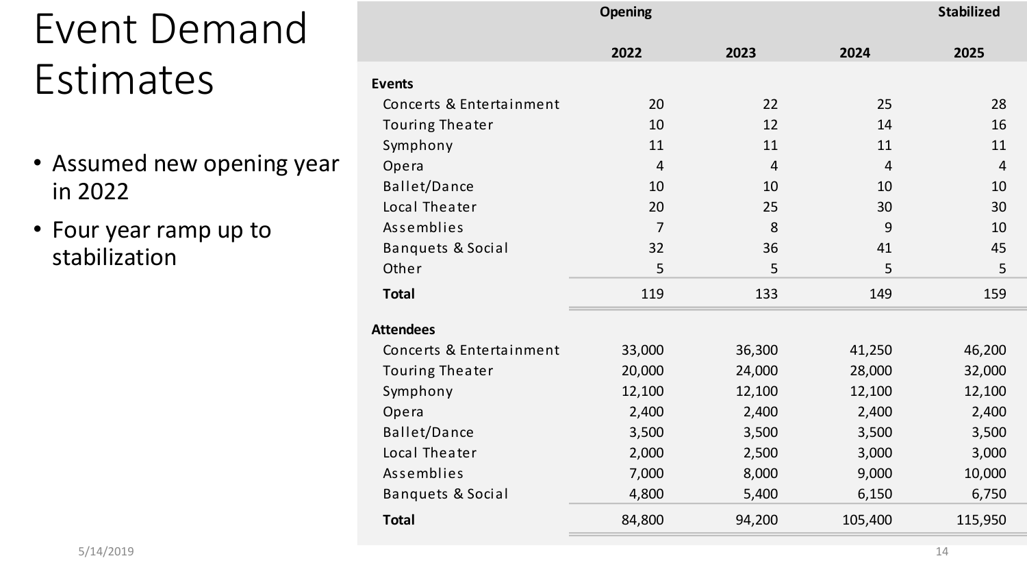# Event Demand Estimates

- Assumed new opening year in 2022
- Four year ramp up to stabilization

| | Opening | | | Stabilized |
|---|---|---|---|---|
| | 2022 | 2023 | 2024 | 2025 |
| **Events** | | | | |
| Concerts & Entertainment | 20 | 22 | 25 | 28 |
| Touring Theater | 10 | 12 | 14 | 16 |
| Symphony | 11 | 11 | 11 | 11 |
| Opera | 4 | 4 | 4 | 4 |
| Ballet/Dance | 10 | 10 | 10 | 10 |
| Local Theater | 20 | 25 | 30 | 30 |
| Assemblies | 7 | 8 | 9 | 10 |
| Banquets & Social | 32 | 36 | 41 | 45 |
| Other | 5 | 5 | 5 | 5 |
| **Total** | 119 | 133 | 149 | 159 |
| **Attendees** | | | | |
| Concerts & Entertainment | 33,000 | 36,300 | 41,250 | 46,200 |
| Touring Theater | 20,000 | 24,000 | 28,000 | 32,000 |
| Symphony | 12,100 | 12,100 | 12,100 | 12,100 |
| Opera | 2,400 | 2,400 | 2,400 | 2,400 |
| Ballet/Dance | 3,500 | 3,500 | 3,500 | 3,500 |
| Local Theater | 2,000 | 2,500 | 3,000 | 3,000 |
| Assemblies | 7,000 | 8,000 | 9,000 | 10,000 |
| Banquets & Social | 4,800 | 5,400 | 6,150 | 6,750 |
| **Total** | 84,800 | 94,200 | 105,400 | 115,950 |

5/14/2019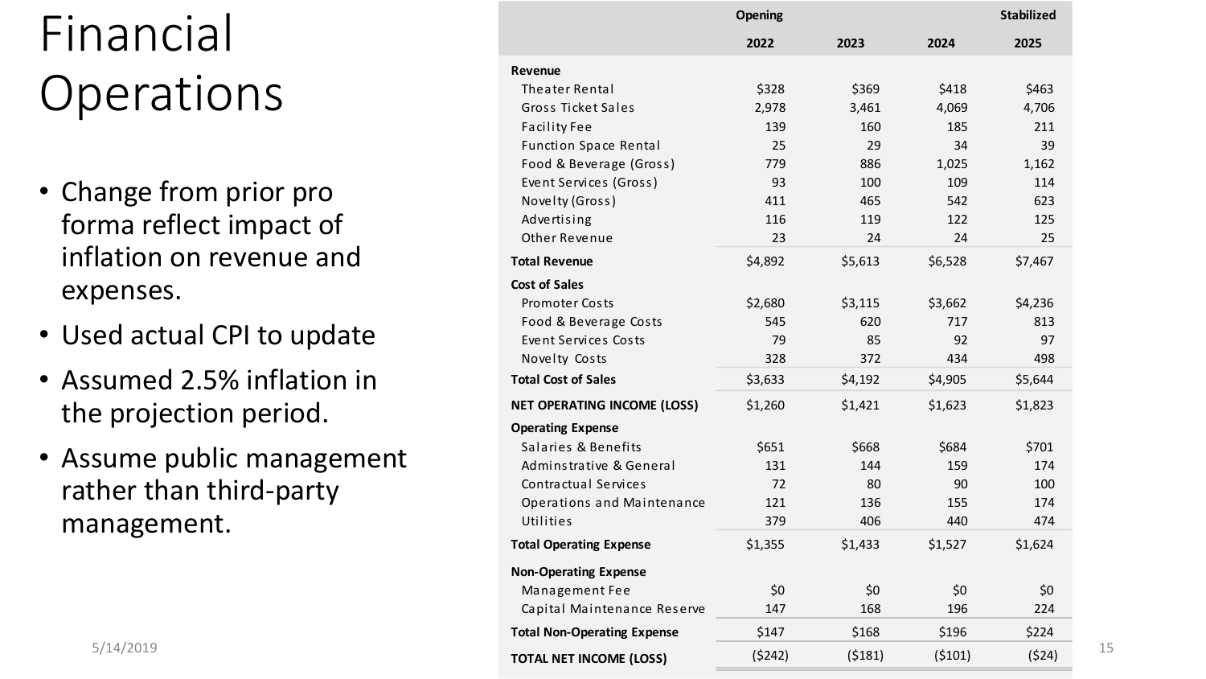# Financial Operations

- Change from prior pro forma reflect impact of inflation on revenue and expenses.
- Used actual CPI to update
- Assumed 2.5% inflation in the projection period.
- Assume public management rather than third-party management.

| | Opening | | | Stabilized |
|---|---|---|---|---|
| | **2022** | **2023** | **2024** | **2025** |
| **Revenue** | | | | |
| Theater Rental | $328 | $369 | $418 | $463 |
| Gross Ticket Sales | 2,978 | 3,461 | 4,069 | 4,706 |
| Facility Fee | 139 | 160 | 185 | 211 |
| Function Space Rental | 25 | 29 | 34 | 39 |
| Food & Beverage (Gross) | 779 | 886 | 1,025 | 1,162 |
| Event Services (Gross) | 93 | 100 | 109 | 114 |
| Novelty (Gross) | 411 | 465 | 542 | 623 |
| Advertising | 116 | 119 | 122 | 125 |
| Other Revenue | 23 | 24 | 24 | 25 |
| **Total Revenue** | $4,892 | $5,613 | $6,528 | $7,467 |
| **Cost of Sales** | | | | |
| Promoter Costs | $2,680 | $3,115 | $3,662 | $4,236 |
| Food & Beverage Costs | 545 | 620 | 717 | 813 |
| Event Services Costs | 79 | 85 | 92 | 97 |
| Novelty Costs | 328 | 372 | 434 | 498 |
| **Total Cost of Sales** | $3,633 | $4,192 | $4,905 | $5,644 |
| **NET OPERATING INCOME (LOSS)** | $1,260 | $1,421 | $1,623 | $1,823 |
| **Operating Expense** | | | | |
| Salaries & Benefits | $651 | $668 | $684 | $701 |
| Adminstrative & General | 131 | 144 | 159 | 174 |
| Contractual Services | 72 | 80 | 90 | 100 |
| Operations and Maintenance | 121 | 136 | 155 | 174 |
| Utilities | 379 | 406 | 440 | 474 |
| **Total Operating Expense** | $1,355 | $1,433 | $1,527 | $1,624 |
| **Non-Operating Expense** | | | | |
| Management Fee | $0 | $0 | $0 | $0 |
| Capital Maintenance Reserve | 147 | 168 | 196 | 224 |
| **Total Non-Operating Expense** | $147 | $168 | $196 | $224 |
| **TOTAL NET INCOME (LOSS)** | ($242) | ($181) | ($101) | ($24) |

5/14/2019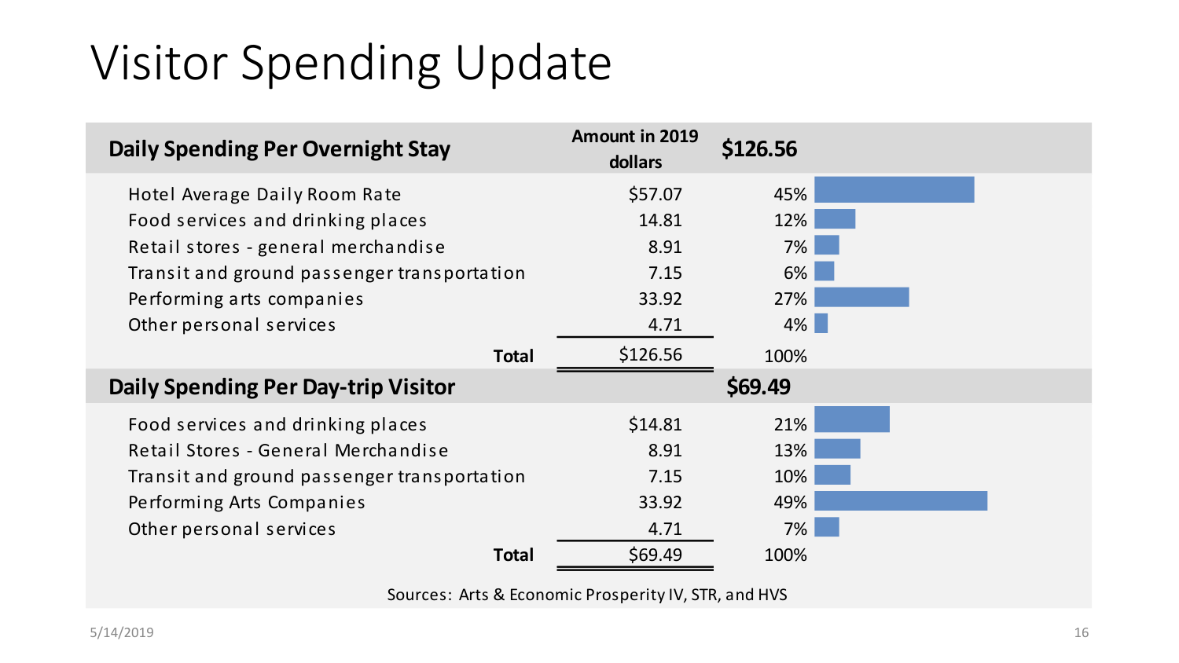# Visitor Spending Update

| Daily Spending Per Overnight Stay | Amount in 2019 dollars | $126.56 |
|---|---|---|
| Hotel Average Daily Room Rate | $57.07 | 45% |
| Food services and drinking places | 14.81 | 12% |
| Retail stores - general merchandise | 8.91 | 7% |
| Transit and ground passenger transportation | 7.15 | 6% |
| Performing arts companies | 33.92 | 27% |
| Other personal services | 4.71 | 4% |
| **Total** | $126.56 | 100% |
| **Daily Spending Per Day-trip Visitor** | | **$69.49** |
| Food services and drinking places | $14.81 | 21% |
| Retail Stores - General Merchandise | 8.91 | 13% |
| Transit and ground passenger transportation | 7.15 | 10% |
| Performing Arts Companies | 33.92 | 49% |
| Other personal services | 4.71 | 7% |
| **Total** | $69.49 | 100% |

Sources: Arts & Economic Prosperity IV, STR, and HVS

5/14/2019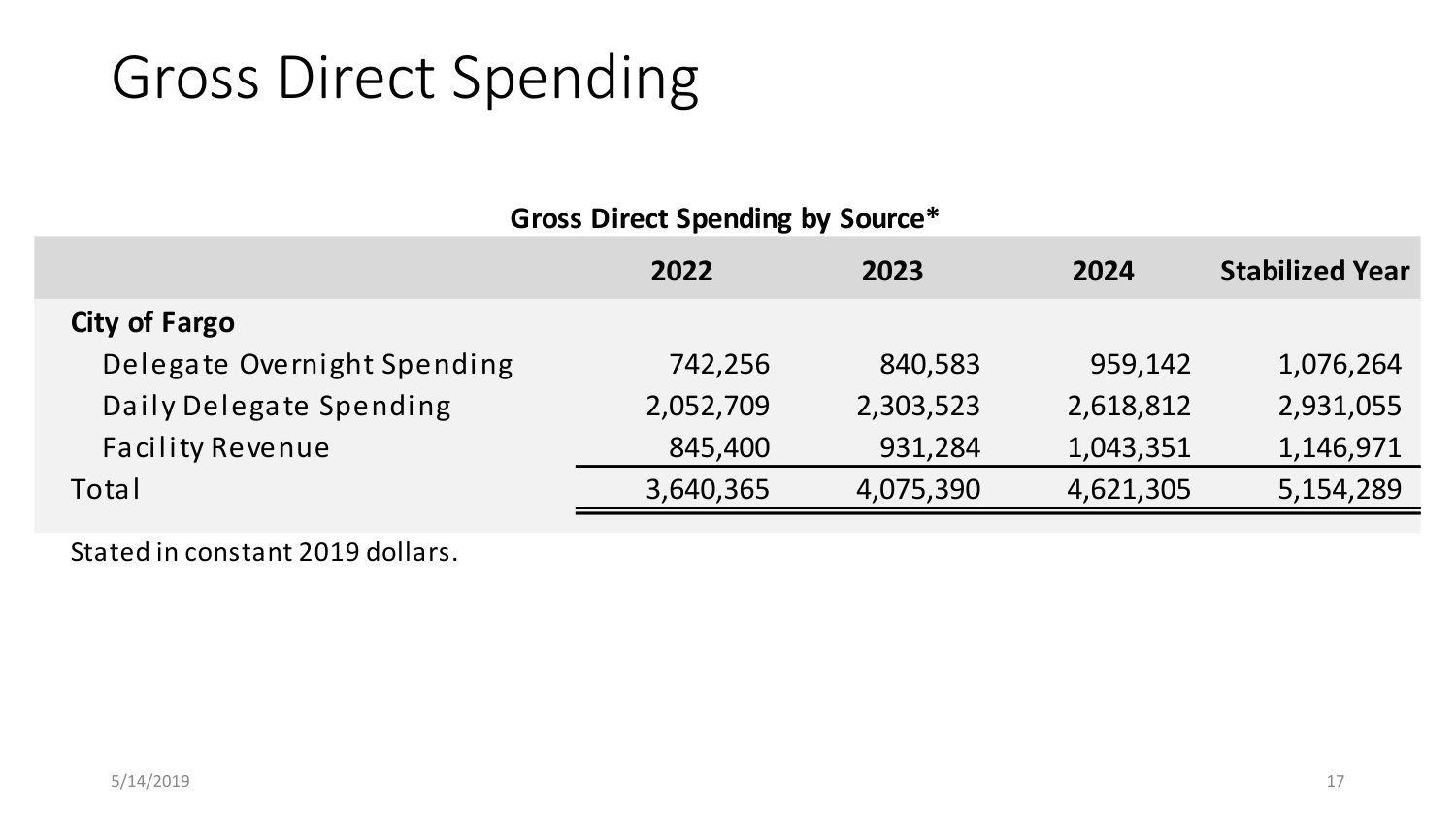# Gross Direct Spending

**Gross Direct Spending by Source***

| | 2022 | 2023 | 2024 | Stabilized Year |
|---|---|---|---|---|
| **City of Fargo** | | | | |
| Delegate Overnight Spending | 742,256 | 840,583 | 959,142 | 1,076,264 |
| Daily Delegate Spending | 2,052,709 | 2,303,523 | 2,618,812 | 2,931,055 |
| Facility Revenue | 845,400 | 931,284 | 1,043,351 | 1,146,971 |
| Total | 3,640,365 | 4,075,390 | 4,621,305 | 5,154,289 |

Stated in constant 2019 dollars.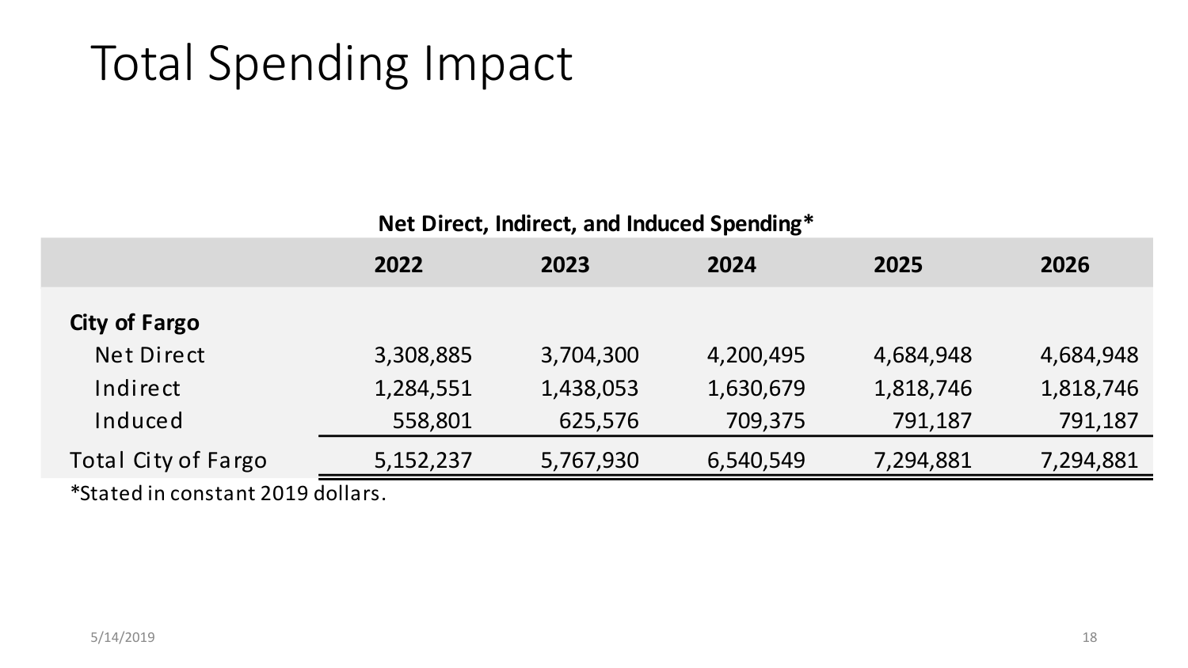# Total Spending Impact

**Net Direct, Indirect, and Induced Spending***

| | 2022 | 2023 | 2024 | 2025 | 2026 |
|---|---|---|---|---|---|
| **City of Fargo** | | | | | |
| Net Direct | 3,308,885 | 3,704,300 | 4,200,495 | 4,684,948 | 4,684,948 |
| Indirect | 1,284,551 | 1,438,053 | 1,630,679 | 1,818,746 | 1,818,746 |
| Induced | 558,801 | 625,576 | 709,375 | 791,187 | 791,187 |
| Total City of Fargo | 5,152,237 | 5,767,930 | 6,540,549 | 7,294,881 | 7,294,881 |

*Stated in constant 2019 dollars.